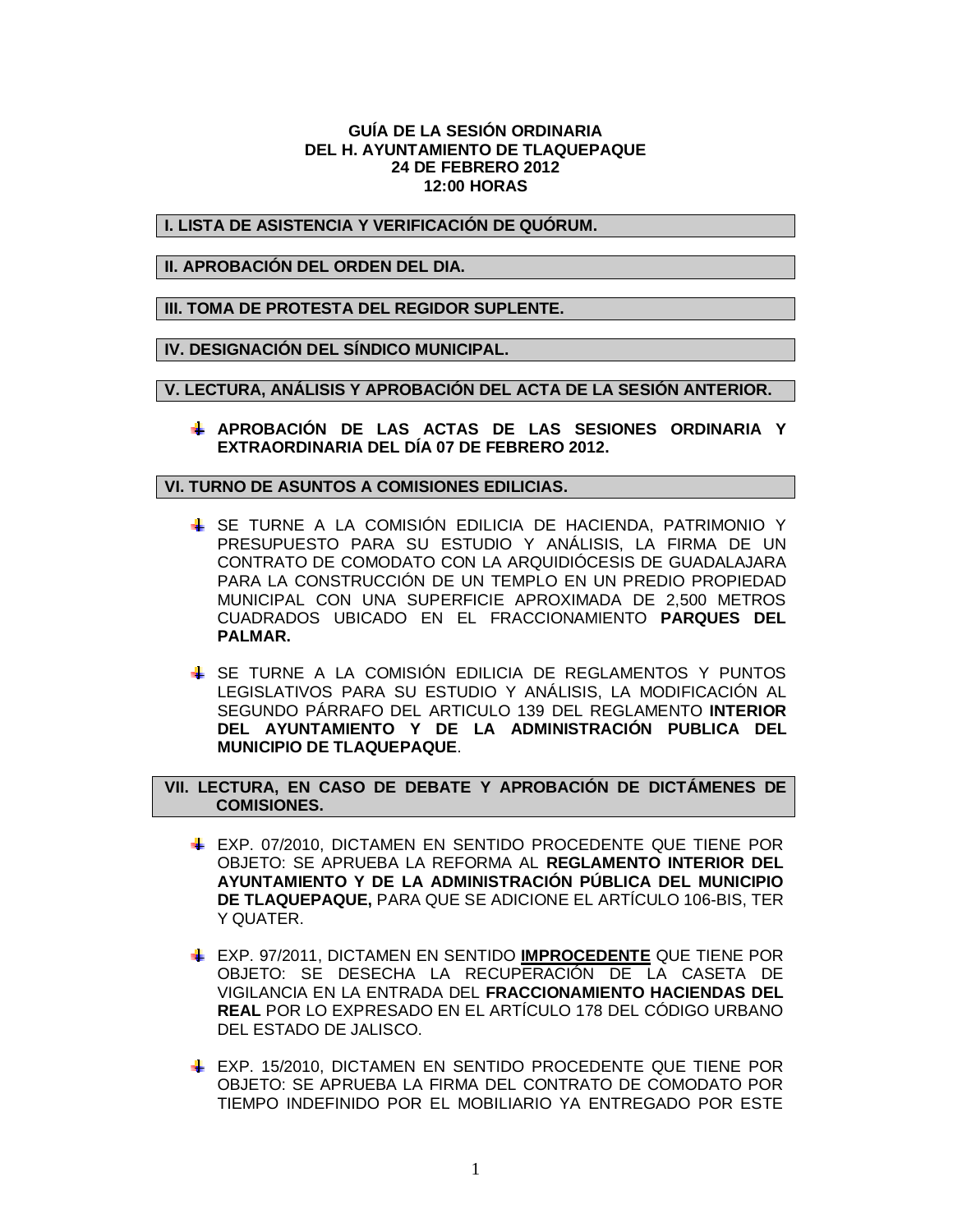**GUÍA DE LA SESIÓN ORDINARIA**
**DEL H. AYUNTAMIENTO DE TLAQUEPAQUE**
**24 DE FEBRERO 2012**
**12:00 HORAS**

## I. LISTA DE ASISTENCIA Y VERIFICACIÓN DE QUÓRUM.

## II. APROBACIÓN DEL ORDEN DEL DIA.

## III. TOMA DE PROTESTA DEL REGIDOR SUPLENTE.

## IV. DESIGNACIÓN DEL SÍNDICO MUNICIPAL.

## V. LECTURA, ANÁLISIS Y APROBACIÓN DEL ACTA DE LA SESIÓN ANTERIOR.

- **APROBACIÓN DE LAS ACTAS DE LAS SESIONES ORDINARIA Y EXTRAORDINARIA DEL DÍA 07 DE FEBRERO 2012.**

## VI. TURNO DE ASUNTOS A COMISIONES EDILICIAS.

- SE TURNE A LA COMISIÓN EDILICIA DE HACIENDA, PATRIMONIO Y PRESUPUESTO PARA SU ESTUDIO Y ANÁLISIS, LA FIRMA DE UN CONTRATO DE COMODATO CON LA ARQUIDIÓCESIS DE GUADALAJARA PARA LA CONSTRUCCIÓN DE UN TEMPLO EN UN PREDIO PROPIEDAD MUNICIPAL CON UNA SUPERFICIE APROXIMADA DE 2,500 METROS CUADRADOS UBICADO EN EL FRACCIONAMIENTO **PARQUES DEL PALMAR.**

- SE TURNE A LA COMISIÓN EDILICIA DE REGLAMENTOS Y PUNTOS LEGISLATIVOS PARA SU ESTUDIO Y ANÁLISIS, LA MODIFICACIÓN AL SEGUNDO PÁRRAFO DEL ARTICULO 139 DEL REGLAMENTO **INTERIOR DEL AYUNTAMIENTO Y DE LA ADMINISTRACIÓN PUBLICA DEL MUNICIPIO DE TLAQUEPAQUE**.

## VII. LECTURA, EN CASO DE DEBATE Y APROBACIÓN DE DICTÁMENES DE COMISIONES.

- EXP. 07/2010, DICTAMEN EN SENTIDO PROCEDENTE QUE TIENE POR OBJETO: SE APRUEBA LA REFORMA AL **REGLAMENTO INTERIOR DEL AYUNTAMIENTO Y DE LA ADMINISTRACIÓN PÚBLICA DEL MUNICIPIO DE TLAQUEPAQUE,** PARA QUE SE ADICIONE EL ARTÍCULO 106-BIS, TER Y QUATER.

- EXP. 97/2011, DICTAMEN EN SENTIDO **IMPROCEDENTE** QUE TIENE POR OBJETO: SE DESECHA LA RECUPERACIÓN DE LA CASETA DE VIGILANCIA EN LA ENTRADA DEL **FRACCIONAMIENTO HACIENDAS DEL REAL** POR LO EXPRESADO EN EL ARTÍCULO 178 DEL CÓDIGO URBANO DEL ESTADO DE JALISCO.

- EXP. 15/2010, DICTAMEN EN SENTIDO PROCEDENTE QUE TIENE POR OBJETO: SE APRUEBA LA FIRMA DEL CONTRATO DE COMODATO POR TIEMPO INDEFINIDO POR EL MOBILIARIO YA ENTREGADO POR ESTE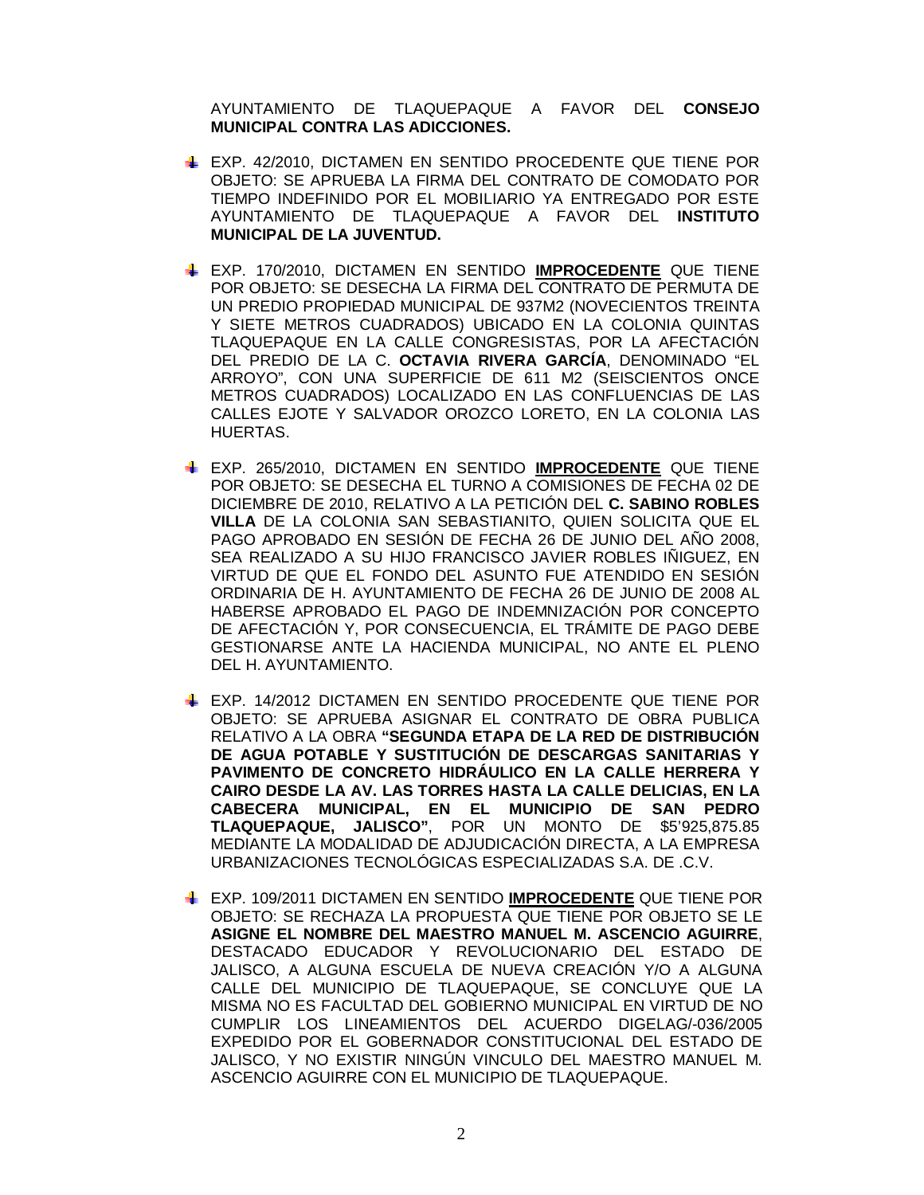AYUNTAMIENTO DE TLAQUEPAQUE A FAVOR DEL **CONSEJO MUNICIPAL CONTRA LAS ADICCIONES.**

- EXP. 42/2010, DICTAMEN EN SENTIDO PROCEDENTE QUE TIENE POR OBJETO: SE APRUEBA LA FIRMA DEL CONTRATO DE COMODATO POR TIEMPO INDEFINIDO POR EL MOBILIARIO YA ENTREGADO POR ESTE AYUNTAMIENTO DE TLAQUEPAQUE A FAVOR DEL **INSTITUTO MUNICIPAL DE LA JUVENTUD.**

- EXP. 170/2010, DICTAMEN EN SENTIDO **IMPROCEDENTE** QUE TIENE POR OBJETO: SE DESECHA LA FIRMA DEL CONTRATO DE PERMUTA DE UN PREDIO PROPIEDAD MUNICIPAL DE 937M2 (NOVECIENTOS TREINTA Y SIETE METROS CUADRADOS) UBICADO EN LA COLONIA QUINTAS TLAQUEPAQUE EN LA CALLE CONGRESISTAS, POR LA AFECTACIÓN DEL PREDIO DE LA C. **OCTAVIA RIVERA GARCÍA**, DENOMINADO "EL ARROYO", CON UNA SUPERFICIE DE 611 M2 (SEISCIENTOS ONCE METROS CUADRADOS) LOCALIZADO EN LAS CONFLUENCIAS DE LAS CALLES EJOTE Y SALVADOR OROZCO LORETO, EN LA COLONIA LAS HUERTAS.

- EXP. 265/2010, DICTAMEN EN SENTIDO **IMPROCEDENTE** QUE TIENE POR OBJETO: SE DESECHA EL TURNO A COMISIONES DE FECHA 02 DE DICIEMBRE DE 2010, RELATIVO A LA PETICIÓN DEL **C. SABINO ROBLES VILLA** DE LA COLONIA SAN SEBASTIANITO, QUIEN SOLICITA QUE EL PAGO APROBADO EN SESIÓN DE FECHA 26 DE JUNIO DEL AÑO 2008, SEA REALIZADO A SU HIJO FRANCISCO JAVIER ROBLES IÑIGUEZ, EN VIRTUD DE QUE EL FONDO DEL ASUNTO FUE ATENDIDO EN SESIÓN ORDINARIA DE H. AYUNTAMIENTO DE FECHA 26 DE JUNIO DE 2008 AL HABERSE APROBADO EL PAGO DE INDEMNIZACIÓN POR CONCEPTO DE AFECTACIÓN Y, POR CONSECUENCIA, EL TRÁMITE DE PAGO DEBE GESTIONARSE ANTE LA HACIENDA MUNICIPAL, NO ANTE EL PLENO DEL H. AYUNTAMIENTO.

- EXP. 14/2012 DICTAMEN EN SENTIDO PROCEDENTE QUE TIENE POR OBJETO: SE APRUEBA ASIGNAR EL CONTRATO DE OBRA PUBLICA RELATIVO A LA OBRA **"SEGUNDA ETAPA DE LA RED DE DISTRIBUCIÓN DE AGUA POTABLE Y SUSTITUCIÓN DE DESCARGAS SANITARIAS Y PAVIMENTO DE CONCRETO HIDRÁULICO EN LA CALLE HERRERA Y CAIRO DESDE LA AV. LAS TORRES HASTA LA CALLE DELICIAS, EN LA CABECERA MUNICIPAL, EN EL MUNICIPIO DE SAN PEDRO TLAQUEPAQUE, JALISCO"**, POR UN MONTO DE $5'925,875.85 MEDIANTE LA MODALIDAD DE ADJUDICACIÓN DIRECTA, A LA EMPRESA URBANIZACIONES TECNOLÓGICAS ESPECIALIZADAS S.A. DE .C.V.

- EXP. 109/2011 DICTAMEN EN SENTIDO **IMPROCEDENTE** QUE TIENE POR OBJETO: SE RECHAZA LA PROPUESTA QUE TIENE POR OBJETO SE LE **ASIGNE EL NOMBRE DEL MAESTRO MANUEL M. ASCENCIO AGUIRRE**, DESTACADO EDUCADOR Y REVOLUCIONARIO DEL ESTADO DE JALISCO, A ALGUNA ESCUELA DE NUEVA CREACIÓN Y/O A ALGUNA CALLE DEL MUNICIPIO DE TLAQUEPAQUE, SE CONCLUYE QUE LA MISMA NO ES FACULTAD DEL GOBIERNO MUNICIPAL EN VIRTUD DE NO CUMPLIR LOS LINEAMIENTOS DEL ACUERDO DIGELAG/-036/2005 EXPEDIDO POR EL GOBERNADOR CONSTITUCIONAL DEL ESTADO DE JALISCO, Y NO EXISTIR NINGÚN VINCULO DEL MAESTRO MANUEL M. ASCENCIO AGUIRRE CON EL MUNICIPIO DE TLAQUEPAQUE.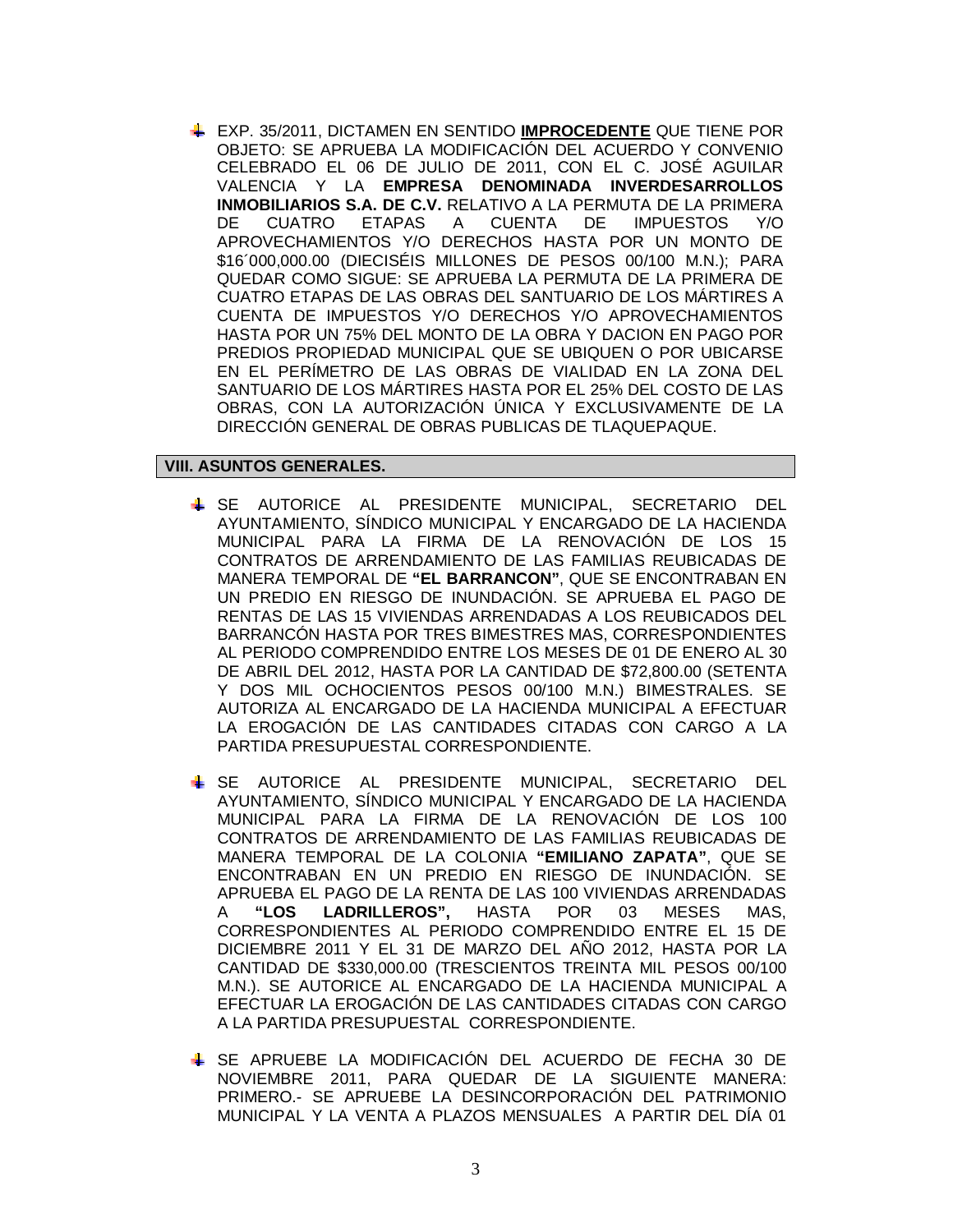- EXP. 35/2011, DICTAMEN EN SENTIDO **IMPROCEDENTE** QUE TIENE POR OBJETO: SE APRUEBA LA MODIFICACIÓN DEL ACUERDO Y CONVENIO CELEBRADO EL 06 DE JULIO DE 2011, CON EL C. JOSÉ AGUILAR VALENCIA Y LA **EMPRESA DENOMINADA INVERDESARROLLOS INMOBILIARIOS S.A. DE C.V.** RELATIVO A LA PERMUTA DE LA PRIMERA DE CUATRO ETAPAS A CUENTA DE IMPUESTOS Y/O APROVECHAMIENTOS Y/O DERECHOS HASTA POR UN MONTO DE $16´000,000.00 (DIECISÉIS MILLONES DE PESOS 00/100 M.N.); PARA QUEDAR COMO SIGUE: SE APRUEBA LA PERMUTA DE LA PRIMERA DE CUATRO ETAPAS DE LAS OBRAS DEL SANTUARIO DE LOS MÁRTIRES A CUENTA DE IMPUESTOS Y/O DERECHOS Y/O APROVECHAMIENTOS HASTA POR UN 75% DEL MONTO DE LA OBRA Y DACION EN PAGO POR PREDIOS PROPIEDAD MUNICIPAL QUE SE UBIQUEN O POR UBICARSE EN EL PERÍMETRO DE LAS OBRAS DE VIALIDAD EN LA ZONA DEL SANTUARIO DE LOS MÁRTIRES HASTA POR EL 25% DEL COSTO DE LAS OBRAS, CON LA AUTORIZACIÓN ÚNICA Y EXCLUSIVAMENTE DE LA DIRECCIÓN GENERAL DE OBRAS PUBLICAS DE TLAQUEPAQUE.

**VIII. ASUNTOS GENERALES.**

- SE AUTORICE AL PRESIDENTE MUNICIPAL, SECRETARIO DEL AYUNTAMIENTO, SÍNDICO MUNICIPAL Y ENCARGADO DE LA HACIENDA MUNICIPAL PARA LA FIRMA DE LA RENOVACIÓN DE LOS 15 CONTRATOS DE ARRENDAMIENTO DE LAS FAMILIAS REUBICADAS DE MANERA TEMPORAL DE **"EL BARRANCON"**, QUE SE ENCONTRABAN EN UN PREDIO EN RIESGO DE INUNDACIÓN. SE APRUEBA EL PAGO DE RENTAS DE LAS 15 VIVIENDAS ARRENDADAS A LOS REUBICADOS DEL BARRANCÓN HASTA POR TRES BIMESTRES MAS, CORRESPONDIENTES AL PERIODO COMPRENDIDO ENTRE LOS MESES DE 01 DE ENERO AL 30 DE ABRIL DEL 2012, HASTA POR LA CANTIDAD DE $72,800.00 (SETENTA Y DOS MIL OCHOCIENTOS PESOS 00/100 M.N.) BIMESTRALES. SE AUTORIZA AL ENCARGADO DE LA HACIENDA MUNICIPAL A EFECTUAR LA EROGACIÓN DE LAS CANTIDADES CITADAS CON CARGO A LA PARTIDA PRESUPUESTAL CORRESPONDIENTE.

- SE AUTORICE AL PRESIDENTE MUNICIPAL, SECRETARIO DEL AYUNTAMIENTO, SÍNDICO MUNICIPAL Y ENCARGADO DE LA HACIENDA MUNICIPAL PARA LA FIRMA DE LA RENOVACIÓN DE LOS 100 CONTRATOS DE ARRENDAMIENTO DE LAS FAMILIAS REUBICADAS DE MANERA TEMPORAL DE LA COLONIA **"EMILIANO ZAPATA"**, QUE SE ENCONTRABAN EN UN PREDIO EN RIESGO DE INUNDACIÓN. SE APRUEBA EL PAGO DE LA RENTA DE LAS 100 VIVIENDAS ARRENDADAS A **"LOS LADRILLEROS",** HASTA POR 03 MESES MAS, CORRESPONDIENTES AL PERIODO COMPRENDIDO ENTRE EL 15 DE DICIEMBRE 2011 Y EL 31 DE MARZO DEL AÑO 2012, HASTA POR LA CANTIDAD DE $330,000.00 (TRESCIENTOS TREINTA MIL PESOS 00/100 M.N.). SE AUTORICE AL ENCARGADO DE LA HACIENDA MUNICIPAL A EFECTUAR LA EROGACIÓN DE LAS CANTIDADES CITADAS CON CARGO A LA PARTIDA PRESUPUESTAL CORRESPONDIENTE.

- SE APRUEBE LA MODIFICACIÓN DEL ACUERDO DE FECHA 30 DE NOVIEMBRE 2011, PARA QUEDAR DE LA SIGUIENTE MANERA: PRIMERO.- SE APRUEBE LA DESINCORPORACIÓN DEL PATRIMONIO MUNICIPAL Y LA VENTA A PLAZOS MENSUALES A PARTIR DEL DÍA 01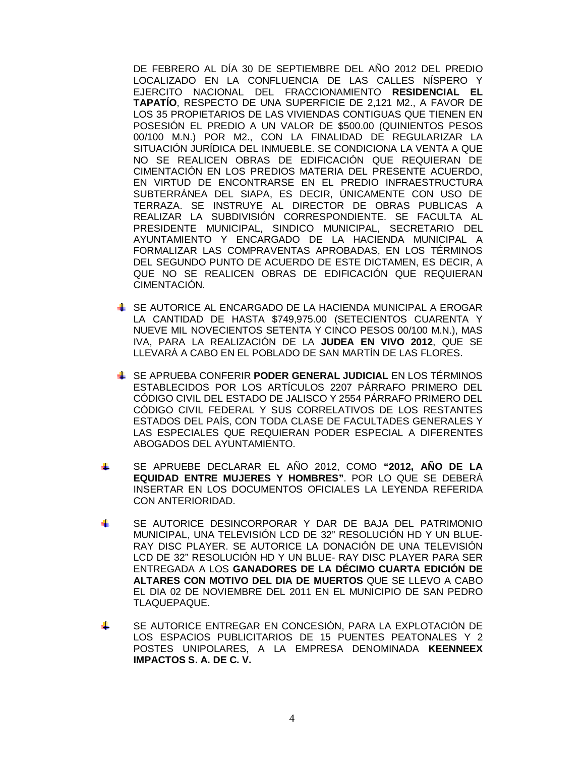DE FEBRERO AL DÍA 30 DE SEPTIEMBRE DEL AÑO 2012 DEL PREDIO LOCALIZADO EN LA CONFLUENCIA DE LAS CALLES NÍSPERO Y EJERCITO NACIONAL DEL FRACCIONAMIENTO **RESIDENCIAL EL TAPATÍO**, RESPECTO DE UNA SUPERFICIE DE 2,121 M2., A FAVOR DE LOS 35 PROPIETARIOS DE LAS VIVIENDAS CONTIGUAS QUE TIENEN EN POSESIÓN EL PREDIO A UN VALOR DE $500.00 (QUINIENTOS PESOS 00/100 M.N.) POR M2., CON LA FINALIDAD DE REGULARIZAR LA SITUACIÓN JURÍDICA DEL INMUEBLE. SE CONDICIONA LA VENTA A QUE NO SE REALICEN OBRAS DE EDIFICACIÓN QUE REQUIERAN DE CIMENTACIÓN EN LOS PREDIOS MATERIA DEL PRESENTE ACUERDO, EN VIRTUD DE ENCONTRARSE EN EL PREDIO INFRAESTRUCTURA SUBTERRÁNEA DEL SIAPA, ES DECIR, ÚNICAMENTE CON USO DE TERRAZA. SE INSTRUYE AL DIRECTOR DE OBRAS PUBLICAS A REALIZAR LA SUBDIVISIÓN CORRESPONDIENTE. SE FACULTA AL PRESIDENTE MUNICIPAL, SINDICO MUNICIPAL, SECRETARIO DEL AYUNTAMIENTO Y ENCARGADO DE LA HACIENDA MUNICIPAL A FORMALIZAR LAS COMPRAVENTAS APROBADAS, EN LOS TÉRMINOS DEL SEGUNDO PUNTO DE ACUERDO DE ESTE DICTAMEN, ES DECIR, A QUE NO SE REALICEN OBRAS DE EDIFICACIÓN QUE REQUIERAN CIMENTACIÓN.

- SE AUTORICE AL ENCARGADO DE LA HACIENDA MUNICIPAL A EROGAR LA CANTIDAD DE HASTA $749,975.00 (SETECIENTOS CUARENTA Y NUEVE MIL NOVECIENTOS SETENTA Y CINCO PESOS 00/100 M.N.), MAS IVA, PARA LA REALIZACIÓN DE LA **JUDEA EN VIVO 2012**, QUE SE LLEVARÁ A CABO EN EL POBLADO DE SAN MARTÍN DE LAS FLORES.

- SE APRUEBA CONFERIR **PODER GENERAL JUDICIAL** EN LOS TÉRMINOS ESTABLECIDOS POR LOS ARTÍCULOS 2207 PÁRRAFO PRIMERO DEL CÓDIGO CIVIL DEL ESTADO DE JALISCO Y 2554 PÁRRAFO PRIMERO DEL CÓDIGO CIVIL FEDERAL Y SUS CORRELATIVOS DE LOS RESTANTES ESTADOS DEL PAÍS, CON TODA CLASE DE FACULTADES GENERALES Y LAS ESPECIALES QUE REQUIERAN PODER ESPECIAL A DIFERENTES ABOGADOS DEL AYUNTAMIENTO.

- SE APRUEBE DECLARAR EL AÑO 2012, COMO **"2012, AÑO DE LA EQUIDAD ENTRE MUJERES Y HOMBRES"**. POR LO QUE SE DEBERÁ INSERTAR EN LOS DOCUMENTOS OFICIALES LA LEYENDA REFERIDA CON ANTERIORIDAD.

- SE AUTORICE DESINCORPORAR Y DAR DE BAJA DEL PATRIMONIO MUNICIPAL, UNA TELEVISIÓN LCD DE 32" RESOLUCIÓN HD Y UN BLUE-RAY DISC PLAYER. SE AUTORICE LA DONACIÓN DE UNA TELEVISIÓN LCD DE 32" RESOLUCIÓN HD Y UN BLUE- RAY DISC PLAYER PARA SER ENTREGADA A LOS **GANADORES DE LA DÉCIMO CUARTA EDICIÓN DE ALTARES CON MOTIVO DEL DIA DE MUERTOS** QUE SE LLEVO A CABO EL DIA 02 DE NOVIEMBRE DEL 2011 EN EL MUNICIPIO DE SAN PEDRO TLAQUEPAQUE.

- SE AUTORICE ENTREGAR EN CONCESIÓN, PARA LA EXPLOTACIÓN DE LOS ESPACIOS PUBLICITARIOS DE 15 PUENTES PEATONALES Y 2 POSTES UNIPOLARES, A LA EMPRESA DENOMINADA **KEENNEEX IMPACTOS S. A. DE C. V.**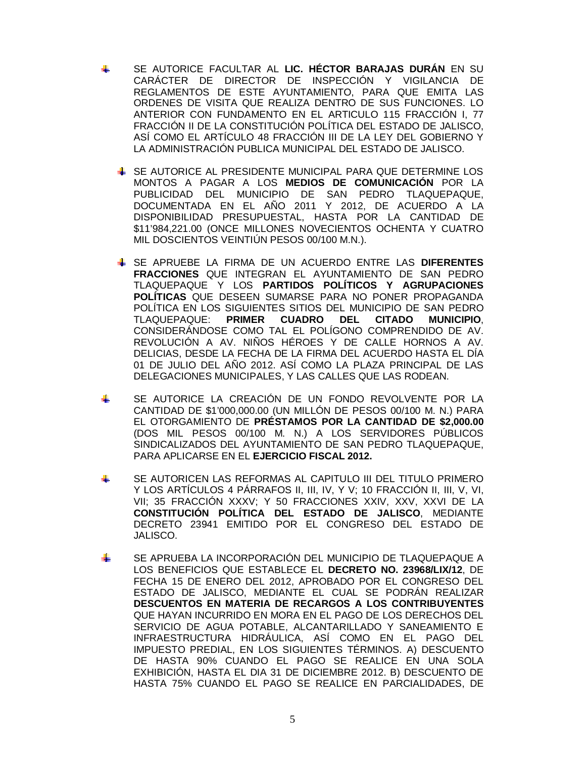- SE AUTORICE FACULTAR AL **LIC. HÉCTOR BARAJAS DURÁN** EN SU CARÁCTER DE DIRECTOR DE INSPECCIÓN Y VIGILANCIA DE REGLAMENTOS DE ESTE AYUNTAMIENTO, PARA QUE EMITA LAS ORDENES DE VISITA QUE REALIZA DENTRO DE SUS FUNCIONES. LO ANTERIOR CON FUNDAMENTO EN EL ARTICULO 115 FRACCIÓN I, 77 FRACCIÓN II DE LA CONSTITUCIÓN POLÍTICA DEL ESTADO DE JALISCO, ASÍ COMO EL ARTÍCULO 48 FRACCIÓN III DE LA LEY DEL GOBIERNO Y LA ADMINISTRACIÓN PUBLICA MUNICIPAL DEL ESTADO DE JALISCO.

- SE AUTORICE AL PRESIDENTE MUNICIPAL PARA QUE DETERMINE LOS MONTOS A PAGAR A LOS **MEDIOS DE COMUNICACIÓN** POR LA PUBLICIDAD DEL MUNICIPIO DE SAN PEDRO TLAQUEPAQUE, DOCUMENTADA EN EL AÑO 2011 Y 2012, DE ACUERDO A LA DISPONIBILIDAD PRESUPUESTAL, HASTA POR LA CANTIDAD DE $11'984,221.00 (ONCE MILLONES NOVECIENTOS OCHENTA Y CUATRO MIL DOSCIENTOS VEINTIÚN PESOS 00/100 M.N.).

- SE APRUEBE LA FIRMA DE UN ACUERDO ENTRE LAS **DIFERENTES FRACCIONES** QUE INTEGRAN EL AYUNTAMIENTO DE SAN PEDRO TLAQUEPAQUE Y LOS **PARTIDOS POLÍTICOS Y AGRUPACIONES POLÍTICAS** QUE DESEEN SUMARSE PARA NO PONER PROPAGANDA POLÍTICA EN LOS SIGUIENTES SITIOS DEL MUNICIPIO DE SAN PEDRO TLAQUEPAQUE: **PRIMER CUADRO DEL CITADO MUNICIPIO**, CONSIDERÁNDOSE COMO TAL EL POLÍGONO COMPRENDIDO DE AV. REVOLUCIÓN A AV. NIÑOS HÉROES Y DE CALLE HORNOS A AV. DELICIAS, DESDE LA FECHA DE LA FIRMA DEL ACUERDO HASTA EL DÍA 01 DE JULIO DEL AÑO 2012. ASÍ COMO LA PLAZA PRINCIPAL DE LAS DELEGACIONES MUNICIPALES, Y LAS CALLES QUE LAS RODEAN.

- SE AUTORICE LA CREACIÓN DE UN FONDO REVOLVENTE POR LA CANTIDAD DE $1'000,000.00 (UN MILLÓN DE PESOS 00/100 M. N.) PARA EL OTORGAMIENTO DE **PRÉSTAMOS POR LA CANTIDAD DE $2,000.00** (DOS MIL PESOS 00/100 M. N.) A LOS SERVIDORES PÚBLICOS SINDICALIZADOS DEL AYUNTAMIENTO DE SAN PEDRO TLAQUEPAQUE, PARA APLICARSE EN EL **EJERCICIO FISCAL 2012.**

- SE AUTORICEN LAS REFORMAS AL CAPITULO III DEL TITULO PRIMERO Y LOS ARTÍCULOS 4 PÁRRAFOS II, III, IV, Y V; 10 FRACCIÓN II, III, V, VI, VII; 35 FRACCIÓN XXXV; Y 50 FRACCIONES XXIV, XXV, XXVI DE LA **CONSTITUCIÓN POLÍTICA DEL ESTADO DE JALISCO**, MEDIANTE DECRETO 23941 EMITIDO POR EL CONGRESO DEL ESTADO DE JALISCO.

- SE APRUEBA LA INCORPORACIÓN DEL MUNICIPIO DE TLAQUEPAQUE A LOS BENEFICIOS QUE ESTABLECE EL **DECRETO NO. 23968/LIX/12**, DE FECHA 15 DE ENERO DEL 2012, APROBADO POR EL CONGRESO DEL ESTADO DE JALISCO, MEDIANTE EL CUAL SE PODRÁN REALIZAR **DESCUENTOS EN MATERIA DE RECARGOS A LOS CONTRIBUYENTES** QUE HAYAN INCURRIDO EN MORA EN EL PAGO DE LOS DERECHOS DEL SERVICIO DE AGUA POTABLE, ALCANTARILLADO Y SANEAMIENTO E INFRAESTRUCTURA HIDRÁULICA, ASÍ COMO EN EL PAGO DEL IMPUESTO PREDIAL, EN LOS SIGUIENTES TÉRMINOS. A) DESCUENTO DE HASTA 90% CUANDO EL PAGO SE REALICE EN UNA SOLA EXHIBICIÓN, HASTA EL DIA 31 DE DICIEMBRE 2012. B) DESCUENTO DE HASTA 75% CUANDO EL PAGO SE REALICE EN PARCIALIDADES, DE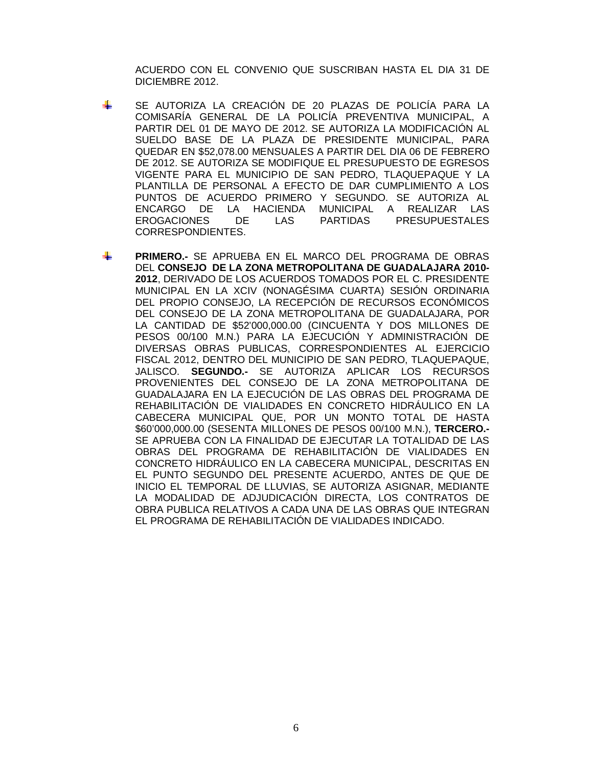ACUERDO CON EL CONVENIO QUE SUSCRIBAN HASTA EL DIA 31 DE DICIEMBRE 2012.

- SE AUTORIZA LA CREACIÓN DE 20 PLAZAS DE POLICÍA PARA LA COMISARÍA GENERAL DE LA POLICÍA PREVENTIVA MUNICIPAL, A PARTIR DEL 01 DE MAYO DE 2012. SE AUTORIZA LA MODIFICACIÓN AL SUELDO BASE DE LA PLAZA DE PRESIDENTE MUNICIPAL, PARA QUEDAR EN $52,078.00 MENSUALES A PARTIR DEL DIA 06 DE FEBRERO DE 2012. SE AUTORIZA SE MODIFIQUE EL PRESUPUESTO DE EGRESOS VIGENTE PARA EL MUNICIPIO DE SAN PEDRO, TLAQUEPAQUE Y LA PLANTILLA DE PERSONAL A EFECTO DE DAR CUMPLIMIENTO A LOS PUNTOS DE ACUERDO PRIMERO Y SEGUNDO. SE AUTORIZA AL ENCARGO DE LA HACIENDA MUNICIPAL A REALIZAR LAS EROGACIONES DE LAS PARTIDAS PRESUPUESTALES CORRESPONDIENTES.

- **PRIMERO.-** SE APRUEBA EN EL MARCO DEL PROGRAMA DE OBRAS DEL **CONSEJO DE LA ZONA METROPOLITANA DE GUADALAJARA 2010-2012**, DERIVADO DE LOS ACUERDOS TOMADOS POR EL C. PRESIDENTE MUNICIPAL EN LA XCIV (NONAGÉSIMA CUARTA) SESIÓN ORDINARIA DEL PROPIO CONSEJO, LA RECEPCIÓN DE RECURSOS ECONÓMICOS DEL CONSEJO DE LA ZONA METROPOLITANA DE GUADALAJARA, POR LA CANTIDAD DE $52'000,000.00 (CINCUENTA Y DOS MILLONES DE PESOS 00/100 M.N.) PARA LA EJECUCIÓN Y ADMINISTRACIÓN DE DIVERSAS OBRAS PUBLICAS, CORRESPONDIENTES AL EJERCICIO FISCAL 2012, DENTRO DEL MUNICIPIO DE SAN PEDRO, TLAQUEPAQUE, JALISCO. **SEGUNDO.-** SE AUTORIZA APLICAR LOS RECURSOS PROVENIENTES DEL CONSEJO DE LA ZONA METROPOLITANA DE GUADALAJARA EN LA EJECUCIÓN DE LAS OBRAS DEL PROGRAMA DE REHABILITACIÓN DE VIALIDADES EN CONCRETO HIDRÁULICO EN LA CABECERA MUNICIPAL QUE, POR UN MONTO TOTAL DE HASTA $60'000,000.00 (SESENTA MILLONES DE PESOS 00/100 M.N.), **TERCERO.-** SE APRUEBA CON LA FINALIDAD DE EJECUTAR LA TOTALIDAD DE LAS OBRAS DEL PROGRAMA DE REHABILITACIÓN DE VIALIDADES EN CONCRETO HIDRÁULICO EN LA CABECERA MUNICIPAL, DESCRITAS EN EL PUNTO SEGUNDO DEL PRESENTE ACUERDO, ANTES DE QUE DE INICIO EL TEMPORAL DE LLUVIAS, SE AUTORIZA ASIGNAR, MEDIANTE LA MODALIDAD DE ADJUDICACIÓN DIRECTA, LOS CONTRATOS DE OBRA PUBLICA RELATIVOS A CADA UNA DE LAS OBRAS QUE INTEGRAN EL PROGRAMA DE REHABILITACIÓN DE VIALIDADES INDICADO.